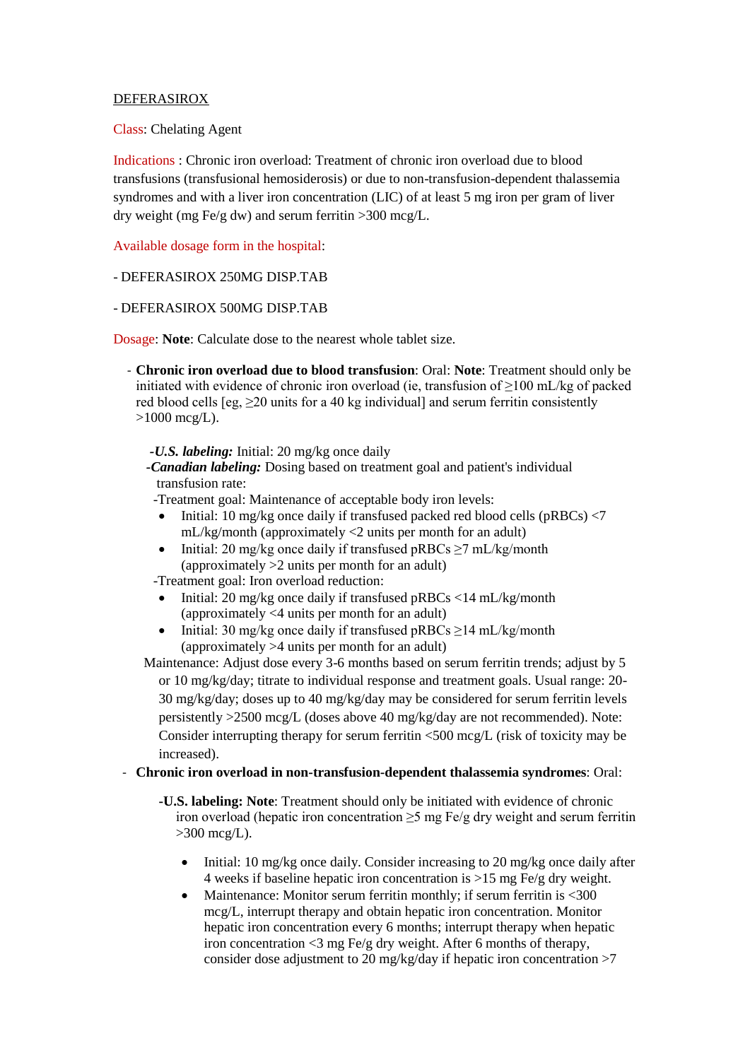<u>DEFERASIROX</u>

Class: Chelating Agent

Indications : Chronic iron overload: Treatment of chronic iron overload due to blood transfusions (transfusional hemosiderosis) or due to non-transfusion-dependent thalassemia syndromes and with a liver iron concentration (LIC) of at least 5 mg iron per gram of liver dry weight (mg Fe/g dw) and serum ferritin >300 mcg/L.

Available dosage form in the hospital:

- DEFERASIROX 250MG DISP.TAB

- DEFERASIROX 500MG DISP.TAB

Dosage: **Note**: Calculate dose to the nearest whole tablet size.

- **Chronic iron overload due to blood transfusion**: Oral: **Note**: Treatment should only be initiated with evidence of chronic iron overload (ie, transfusion of ≥100 mL/kg of packed red blood cells [eg, ≥20 units for a 40 kg individual] and serum ferritin consistently >1000 mcg/L).

  ***-U.S. labeling:*** Initial: 20 mg/kg once daily

  ***-Canadian labeling:*** Dosing based on treatment goal and patient's individual transfusion rate:

  -Treatment goal: Maintenance of acceptable body iron levels:
  - Initial: 10 mg/kg once daily if transfused packed red blood cells (pRBCs) <7 mL/kg/month (approximately <2 units per month for an adult)
  - Initial: 20 mg/kg once daily if transfused pRBCs ≥7 mL/kg/month (approximately >2 units per month for an adult)

  -Treatment goal: Iron overload reduction:
  - Initial: 20 mg/kg once daily if transfused pRBCs <14 mL/kg/month (approximately <4 units per month for an adult)
  - Initial: 30 mg/kg once daily if transfused pRBCs ≥14 mL/kg/month (approximately >4 units per month for an adult)

  Maintenance: Adjust dose every 3-6 months based on serum ferritin trends; adjust by 5 or 10 mg/kg/day; titrate to individual response and treatment goals. Usual range: 20-30 mg/kg/day; doses up to 40 mg/kg/day may be considered for serum ferritin levels persistently >2500 mcg/L (doses above 40 mg/kg/day are not recommended). Note: Consider interrupting therapy for serum ferritin <500 mcg/L (risk of toxicity may be increased).

- **Chronic iron overload in non-transfusion-dependent thalassemia syndromes**: Oral:

  **-U.S. labeling: Note**: Treatment should only be initiated with evidence of chronic iron overload (hepatic iron concentration ≥5 mg Fe/g dry weight and serum ferritin >300 mcg/L).

  - Initial: 10 mg/kg once daily. Consider increasing to 20 mg/kg once daily after 4 weeks if baseline hepatic iron concentration is >15 mg Fe/g dry weight.
  - Maintenance: Monitor serum ferritin monthly; if serum ferritin is <300 mcg/L, interrupt therapy and obtain hepatic iron concentration. Monitor hepatic iron concentration every 6 months; interrupt therapy when hepatic iron concentration <3 mg Fe/g dry weight. After 6 months of therapy, consider dose adjustment to 20 mg/kg/day if hepatic iron concentration >7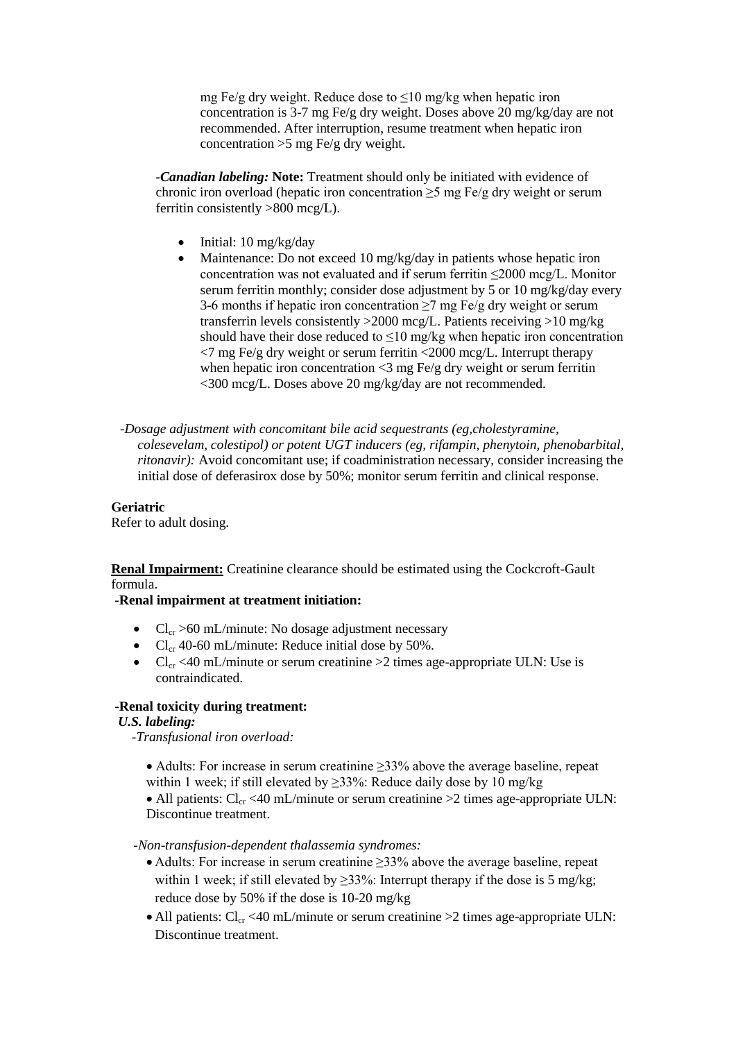mg Fe/g dry weight. Reduce dose to ≤10 mg/kg when hepatic iron concentration is 3-7 mg Fe/g dry weight. Doses above 20 mg/kg/day are not recommended. After interruption, resume treatment when hepatic iron concentration >5 mg Fe/g dry weight.

-***Canadian labeling:*** **Note:** Treatment should only be initiated with evidence of chronic iron overload (hepatic iron concentration ≥5 mg Fe/g dry weight or serum ferritin consistently >800 mcg/L).

- Initial: 10 mg/kg/day
- Maintenance: Do not exceed 10 mg/kg/day in patients whose hepatic iron concentration was not evaluated and if serum ferritin ≤2000 mcg/L. Monitor serum ferritin monthly; consider dose adjustment by 5 or 10 mg/kg/day every 3-6 months if hepatic iron concentration ≥7 mg Fe/g dry weight or serum transferrin levels consistently >2000 mcg/L. Patients receiving >10 mg/kg should have their dose reduced to ≤10 mg/kg when hepatic iron concentration <7 mg Fe/g dry weight or serum ferritin <2000 mcg/L. Interrupt therapy when hepatic iron concentration <3 mg Fe/g dry weight or serum ferritin <300 mcg/L. Doses above 20 mg/kg/day are not recommended.

*-Dosage adjustment with concomitant bile acid sequestrants (eg,cholestyramine, colesevelam, colestipol) or potent UGT inducers (eg, rifampin, phenytoin, phenobarbital, ritonavir):* Avoid concomitant use; if coadministration necessary, consider increasing the initial dose of deferasirox dose by 50%; monitor serum ferritin and clinical response.

**Geriatric**

Refer to adult dosing.

**<u>Renal Impairment:</u>** Creatinine clearance should be estimated using the Cockcroft-Gault formula.

**-Renal impairment at treatment initiation:**

- $Cl_{cr}$ >60 mL/minute: No dosage adjustment necessary
- $Cl_{cr}$ 40-60 mL/minute: Reduce initial dose by 50%.
- $Cl_{cr}$ <40 mL/minute or serum creatinine >2 times age-appropriate ULN: Use is contraindicated.

**-Renal toxicity during treatment:**

***U.S. labeling:***

*-Transfusional iron overload:*

- Adults: For increase in serum creatinine ≥33% above the average baseline, repeat within 1 week; if still elevated by ≥33%: Reduce daily dose by 10 mg/kg
- All patients: $Cl_{cr}$ <40 mL/minute or serum creatinine >2 times age-appropriate ULN: Discontinue treatment.

*-Non-transfusion-dependent thalassemia syndromes:*

- Adults: For increase in serum creatinine ≥33% above the average baseline, repeat within 1 week; if still elevated by ≥33%: Interrupt therapy if the dose is 5 mg/kg; reduce dose by 50% if the dose is 10-20 mg/kg
- All patients: $Cl_{cr}$ <40 mL/minute or serum creatinine >2 times age-appropriate ULN: Discontinue treatment.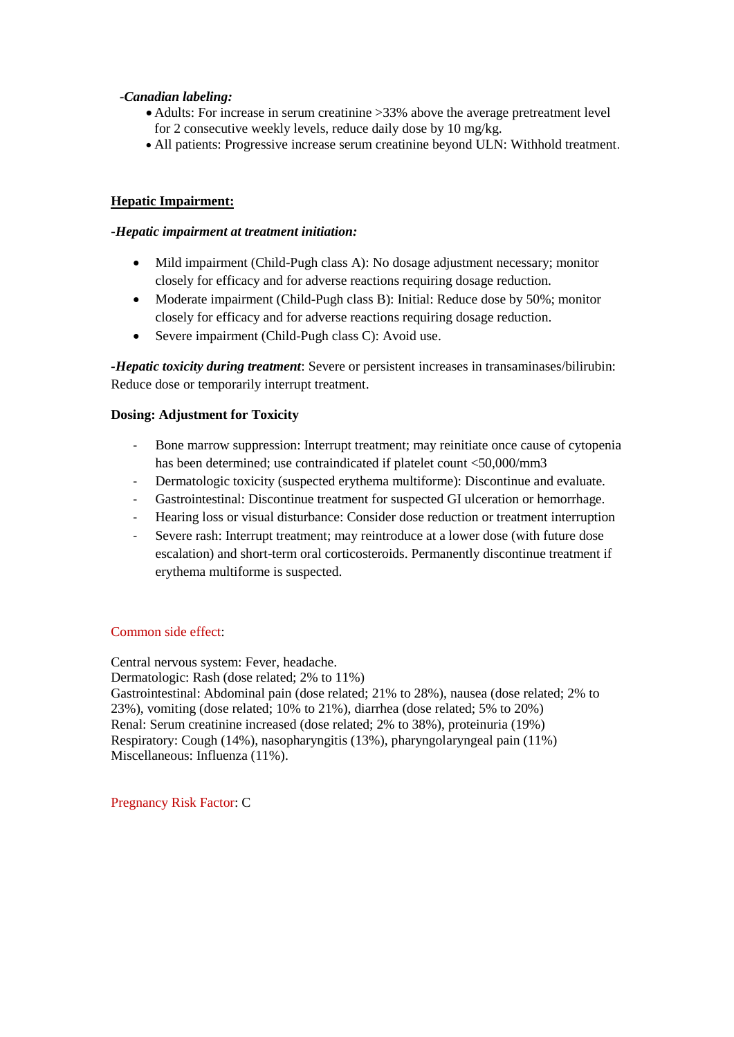***-Canadian labeling:***

- Adults: For increase in serum creatinine >33% above the average pretreatment level for 2 consecutive weekly levels, reduce daily dose by 10 mg/kg.
- All patients: Progressive increase serum creatinine beyond ULN: Withhold treatment.

**Hepatic Impairment:**

***-Hepatic impairment at treatment initiation:***

- Mild impairment (Child-Pugh class A): No dosage adjustment necessary; monitor closely for efficacy and for adverse reactions requiring dosage reduction.
- Moderate impairment (Child-Pugh class B): Initial: Reduce dose by 50%; monitor closely for efficacy and for adverse reactions requiring dosage reduction.
- Severe impairment (Child-Pugh class C): Avoid use.

***-Hepatic toxicity during treatment***: Severe or persistent increases in transaminases/bilirubin: Reduce dose or temporarily interrupt treatment.

**Dosing: Adjustment for Toxicity**

- Bone marrow suppression: Interrupt treatment; may reinitiate once cause of cytopenia has been determined; use contraindicated if platelet count <50,000/mm3
- Dermatologic toxicity (suspected erythema multiforme): Discontinue and evaluate.
- Gastrointestinal: Discontinue treatment for suspected GI ulceration or hemorrhage.
- Hearing loss or visual disturbance: Consider dose reduction or treatment interruption
- Severe rash: Interrupt treatment; may reintroduce at a lower dose (with future dose escalation) and short-term oral corticosteroids. Permanently discontinue treatment if erythema multiforme is suspected.

Common side effect:

Central nervous system: Fever, headache.
Dermatologic: Rash (dose related; 2% to 11%)
Gastrointestinal: Abdominal pain (dose related; 21% to 28%), nausea (dose related; 2% to 23%), vomiting (dose related; 10% to 21%), diarrhea (dose related; 5% to 20%)
Renal: Serum creatinine increased (dose related; 2% to 38%), proteinuria (19%)
Respiratory: Cough (14%), nasopharyngitis (13%), pharyngolaryngeal pain (11%)
Miscellaneous: Influenza (11%).

Pregnancy Risk Factor: C